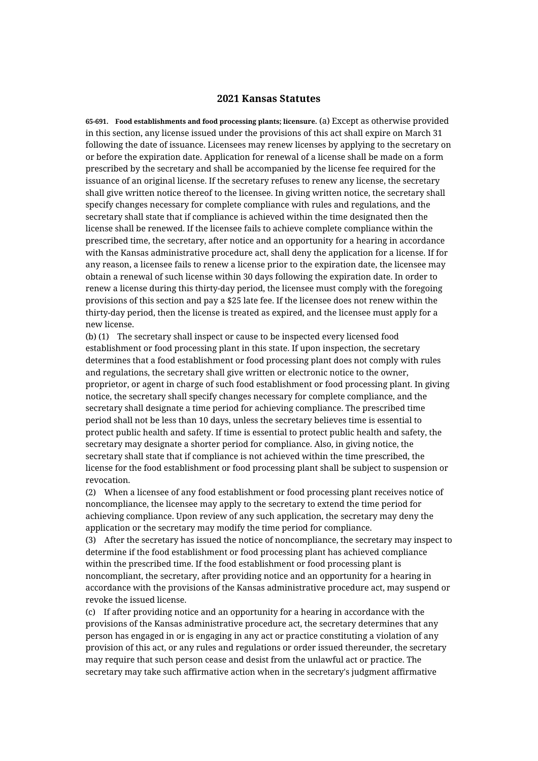# 2021 Kansas Statutes

**65-691. Food establishments and food processing plants; licensure.** (a) Except as otherwise provided in this section, any license issued under the provisions of this act shall expire on March 31 following the date of issuance. Licensees may renew licenses by applying to the secretary on or before the expiration date. Application for renewal of a license shall be made on a form prescribed by the secretary and shall be accompanied by the license fee required for the issuance of an original license. If the secretary refuses to renew any license, the secretary shall give written notice thereof to the licensee. In giving written notice, the secretary shall specify changes necessary for complete compliance with rules and regulations, and the secretary shall state that if compliance is achieved within the time designated then the license shall be renewed. If the licensee fails to achieve complete compliance within the prescribed time, the secretary, after notice and an opportunity for a hearing in accordance with the Kansas administrative procedure act, shall deny the application for a license. If for any reason, a licensee fails to renew a license prior to the expiration date, the licensee may obtain a renewal of such license within 30 days following the expiration date. In order to renew a license during this thirty-day period, the licensee must comply with the foregoing provisions of this section and pay a $25 late fee. If the licensee does not renew within the thirty-day period, then the license is treated as expired, and the licensee must apply for a new license.

(b) (1) The secretary shall inspect or cause to be inspected every licensed food establishment or food processing plant in this state. If upon inspection, the secretary determines that a food establishment or food processing plant does not comply with rules and regulations, the secretary shall give written or electronic notice to the owner, proprietor, or agent in charge of such food establishment or food processing plant. In giving notice, the secretary shall specify changes necessary for complete compliance, and the secretary shall designate a time period for achieving compliance. The prescribed time period shall not be less than 10 days, unless the secretary believes time is essential to protect public health and safety. If time is essential to protect public health and safety, the secretary may designate a shorter period for compliance. Also, in giving notice, the secretary shall state that if compliance is not achieved within the time prescribed, the license for the food establishment or food processing plant shall be subject to suspension or revocation.

(2) When a licensee of any food establishment or food processing plant receives notice of noncompliance, the licensee may apply to the secretary to extend the time period for achieving compliance. Upon review of any such application, the secretary may deny the application or the secretary may modify the time period for compliance.

(3) After the secretary has issued the notice of noncompliance, the secretary may inspect to determine if the food establishment or food processing plant has achieved compliance within the prescribed time. If the food establishment or food processing plant is noncompliant, the secretary, after providing notice and an opportunity for a hearing in accordance with the provisions of the Kansas administrative procedure act, may suspend or revoke the issued license.

(c) If after providing notice and an opportunity for a hearing in accordance with the provisions of the Kansas administrative procedure act, the secretary determines that any person has engaged in or is engaging in any act or practice constituting a violation of any provision of this act, or any rules and regulations or order issued thereunder, the secretary may require that such person cease and desist from the unlawful act or practice. The secretary may take such affirmative action when in the secretary's judgment affirmative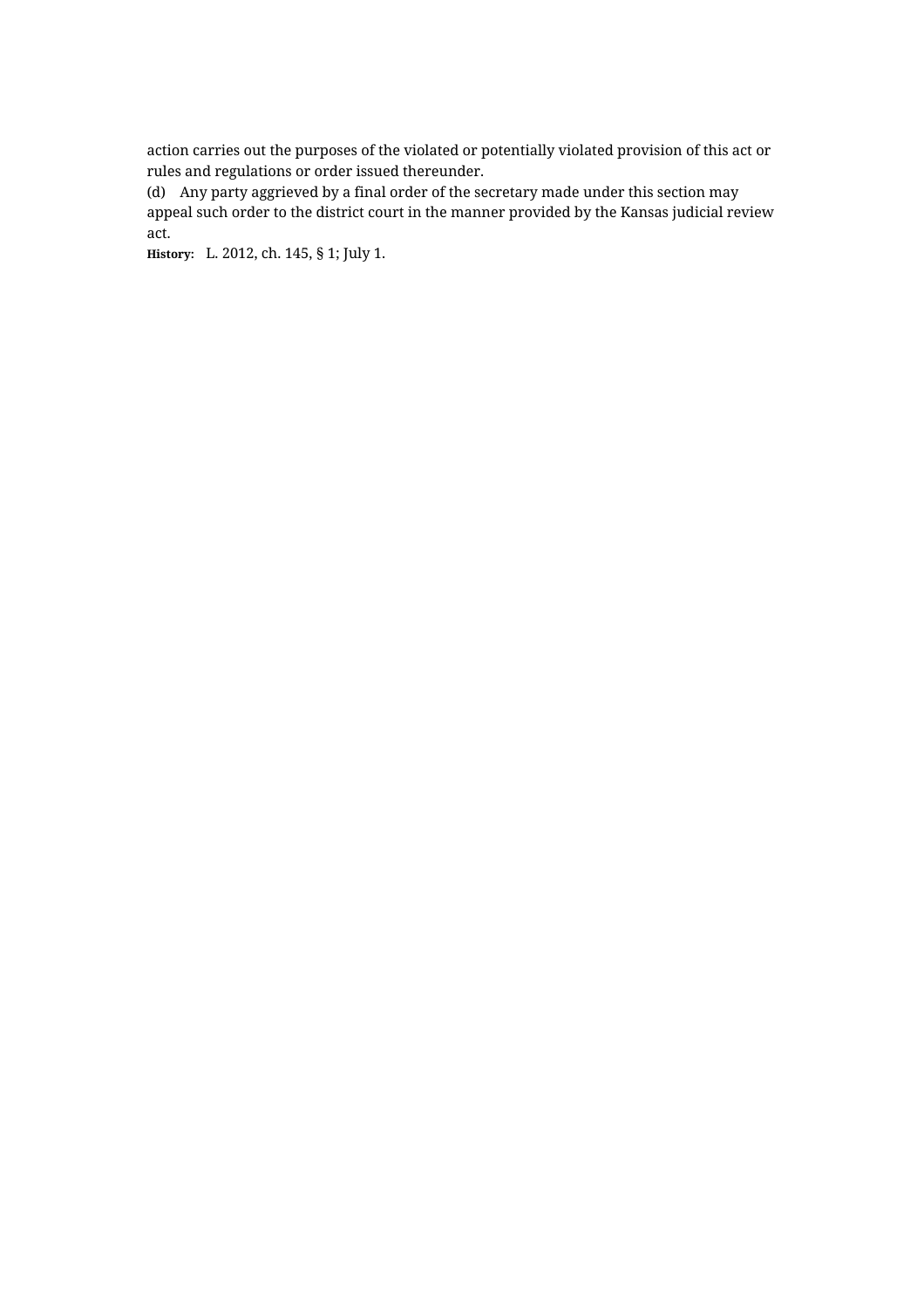action carries out the purposes of the violated or potentially violated provision of this act or rules and regulations or order issued thereunder.

(d) Any party aggrieved by a final order of the secretary made under this section may appeal such order to the district court in the manner provided by the Kansas judicial review act.

**History:** L. 2012, ch. 145, § 1; July 1.